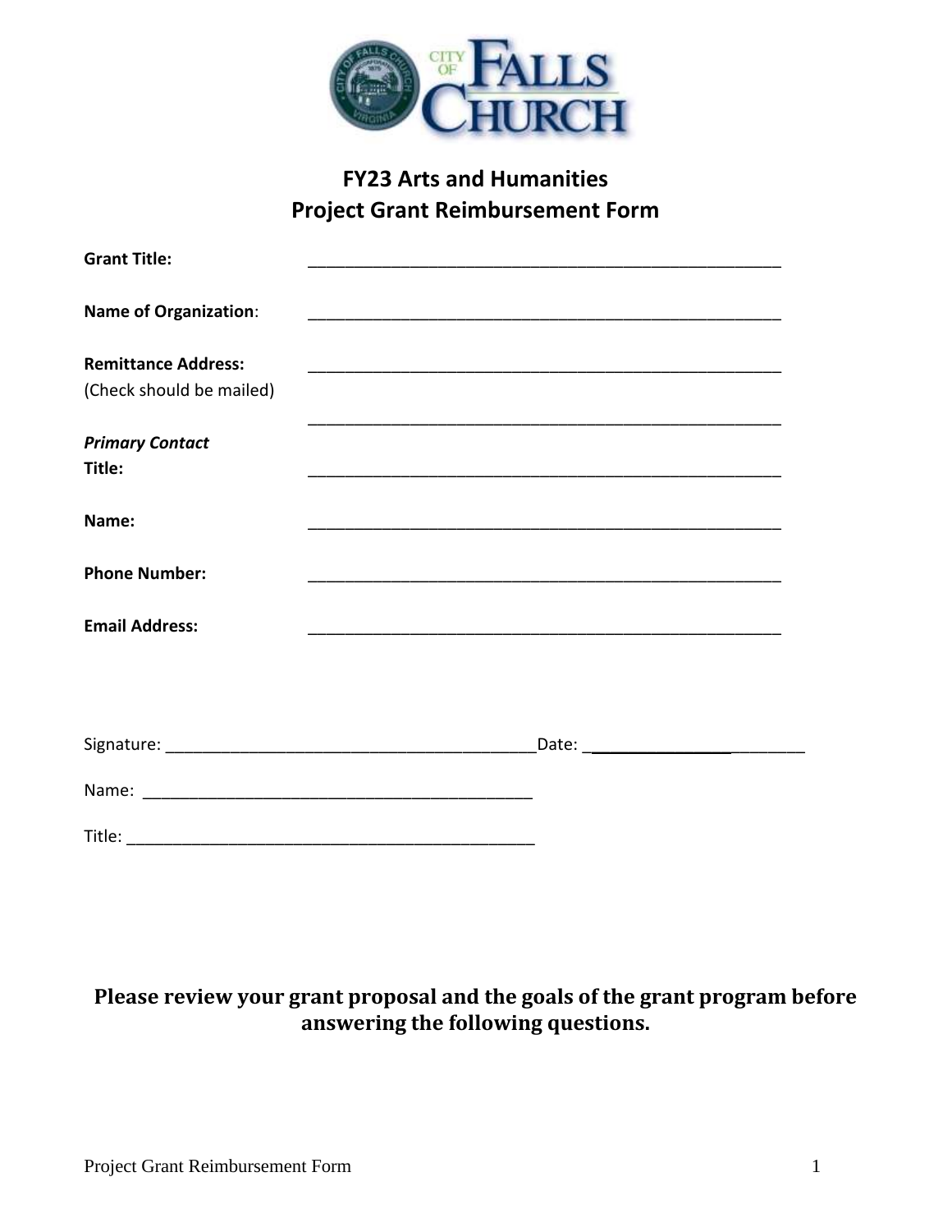# FY23 Arts and Humanities
# Project Grant Reimbursement Form

**Grant Title:** ______________________________________________________

**Name of Organization**: ______________________________________________________

**Remittance Address:** ______________________________________________________
(Check should be mailed)

______________________________________________________

***Primary Contact***
**Title:** ______________________________________________________

**Name:** ______________________________________________________

**Phone Number:** ______________________________________________________

**Email Address:** ______________________________________________________

Signature: _________________________________________Date: _________________________

Name: ____________________________________________

Title: _____________________________________________

**Please review your grant proposal and the goals of the grant program before answering the following questions.**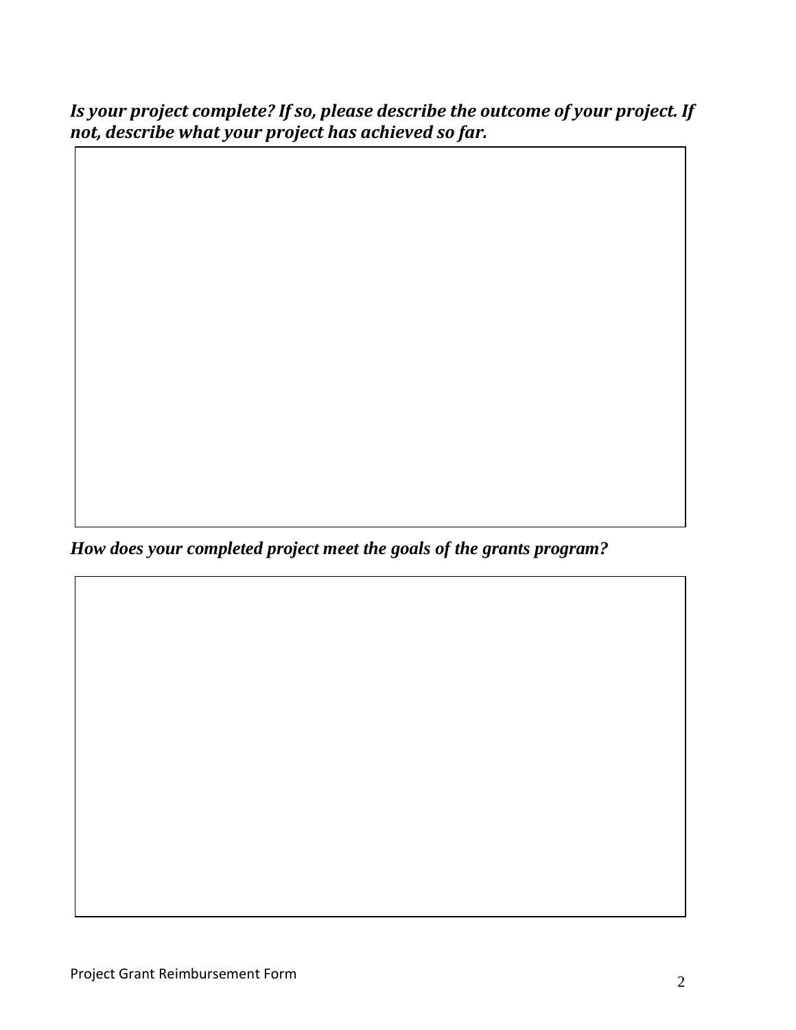***Is your project complete? If so, please describe the outcome of your project. If not, describe what your project has achieved so far.***

***How does your completed project meet the goals of the grants program?***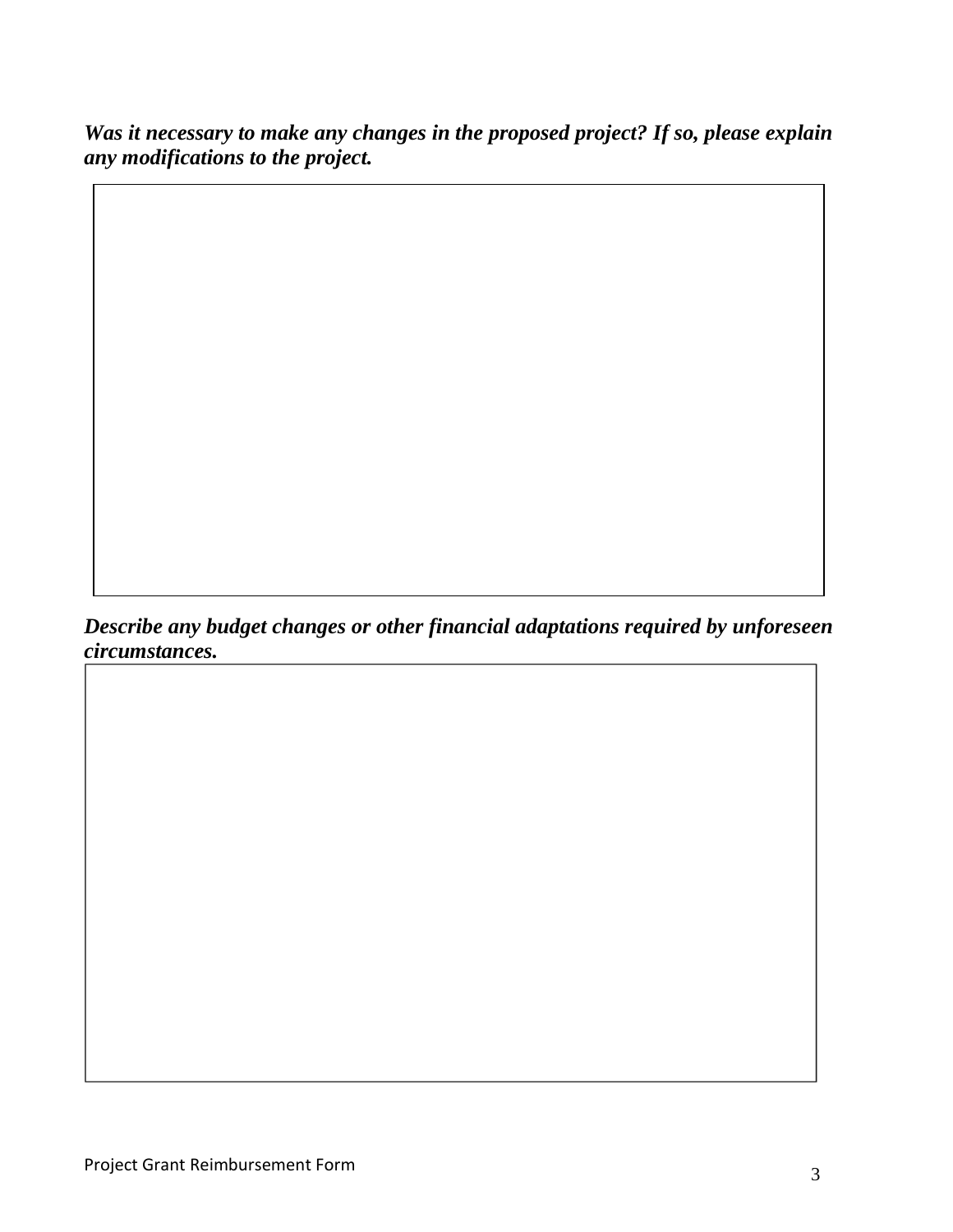***Was it necessary to make any changes in the proposed project? If so, please explain any modifications to the project.***

***Describe any budget changes or other financial adaptations required by unforeseen circumstances.***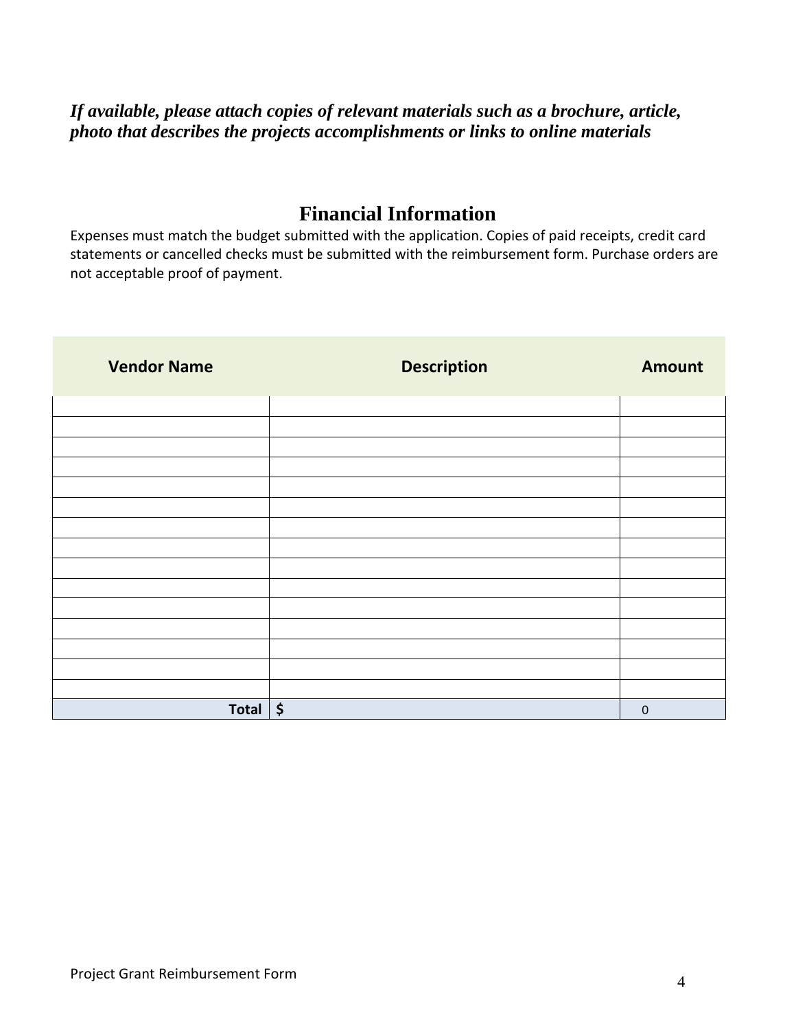***If available, please attach copies of relevant materials such as a brochure, article, photo that describes the projects accomplishments or links to online materials***

## Financial Information

Expenses must match the budget submitted with the application. Copies of paid receipts, credit card statements or cancelled checks must be submitted with the reimbursement form. Purchase orders are not acceptable proof of payment.

| Vendor Name | Description | Amount |
|---|---|---|
| | | |
| | | |
| | | |
| | | |
| | | |
| | | |
| | | |
| | | |
| | | |
| | | |
| | | |
| | | |
| | | |
| | | |
| | | |
| **Total** | **$** | 0 |